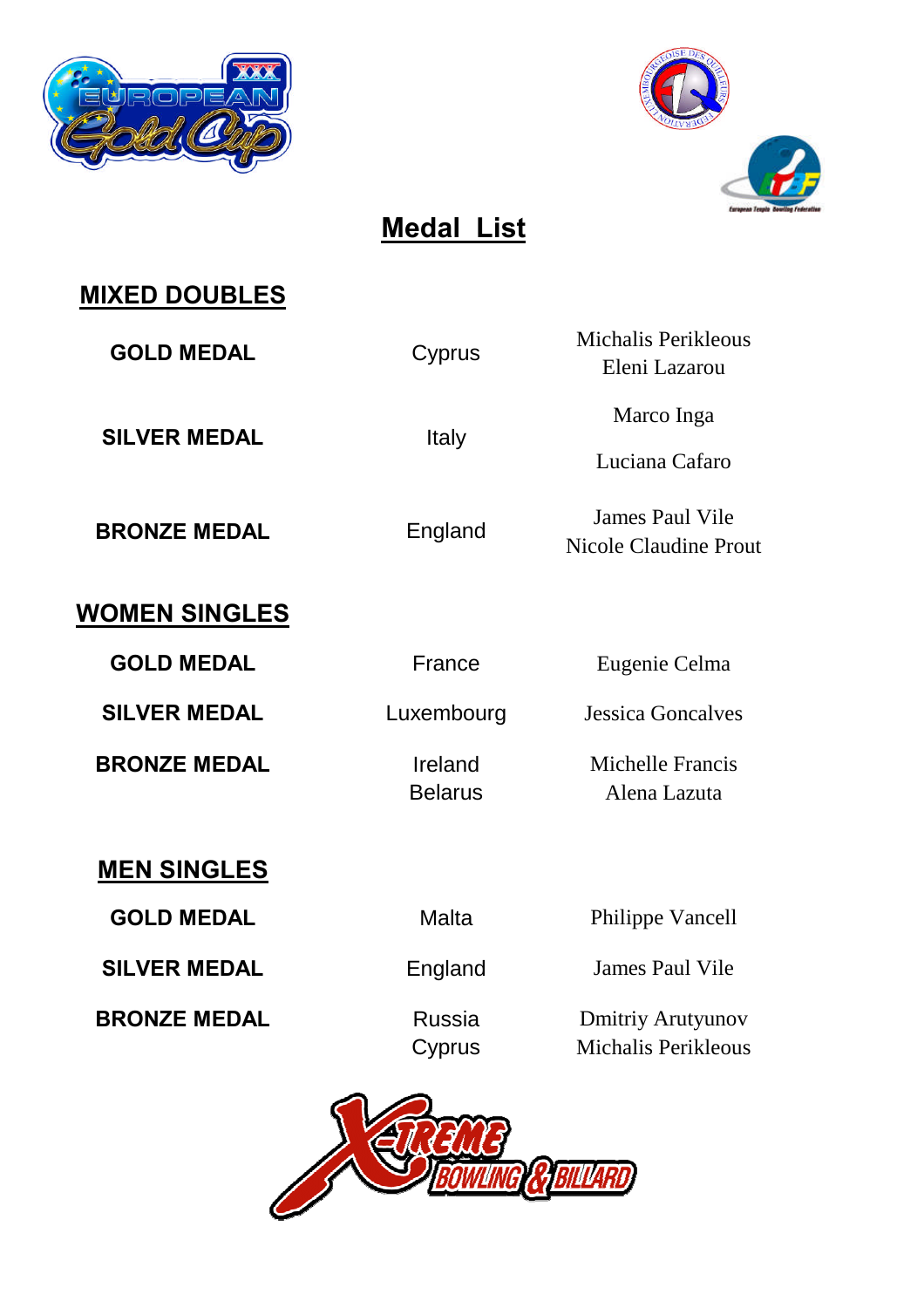# Medal List

## MIXED DOUBLES

| | | |
|---|---|---|
| **GOLD MEDAL** | Cyprus | Michalis Perikleous<br>Eleni Lazarou |
| **SILVER MEDAL** | Italy | Marco Inga<br>Luciana Cafaro |
| **BRONZE MEDAL** | England | James Paul Vile<br>Nicole Claudine Prout |

## WOMEN SINGLES

| | | |
|---|---|---|
| **GOLD MEDAL** | France | Eugenie Celma |
| **SILVER MEDAL** | Luxembourg | Jessica Goncalves |
| **BRONZE MEDAL** | Ireland<br>Belarus | Michelle Francis<br>Alena Lazuta |

## MEN SINGLES

| | | |
|---|---|---|
| **GOLD MEDAL** | Malta | Philippe Vancell |
| **SILVER MEDAL** | England | James Paul Vile |
| **BRONZE MEDAL** | Russia<br>Cyprus | Dmitriy Arutyunov<br>Michalis Perikleous |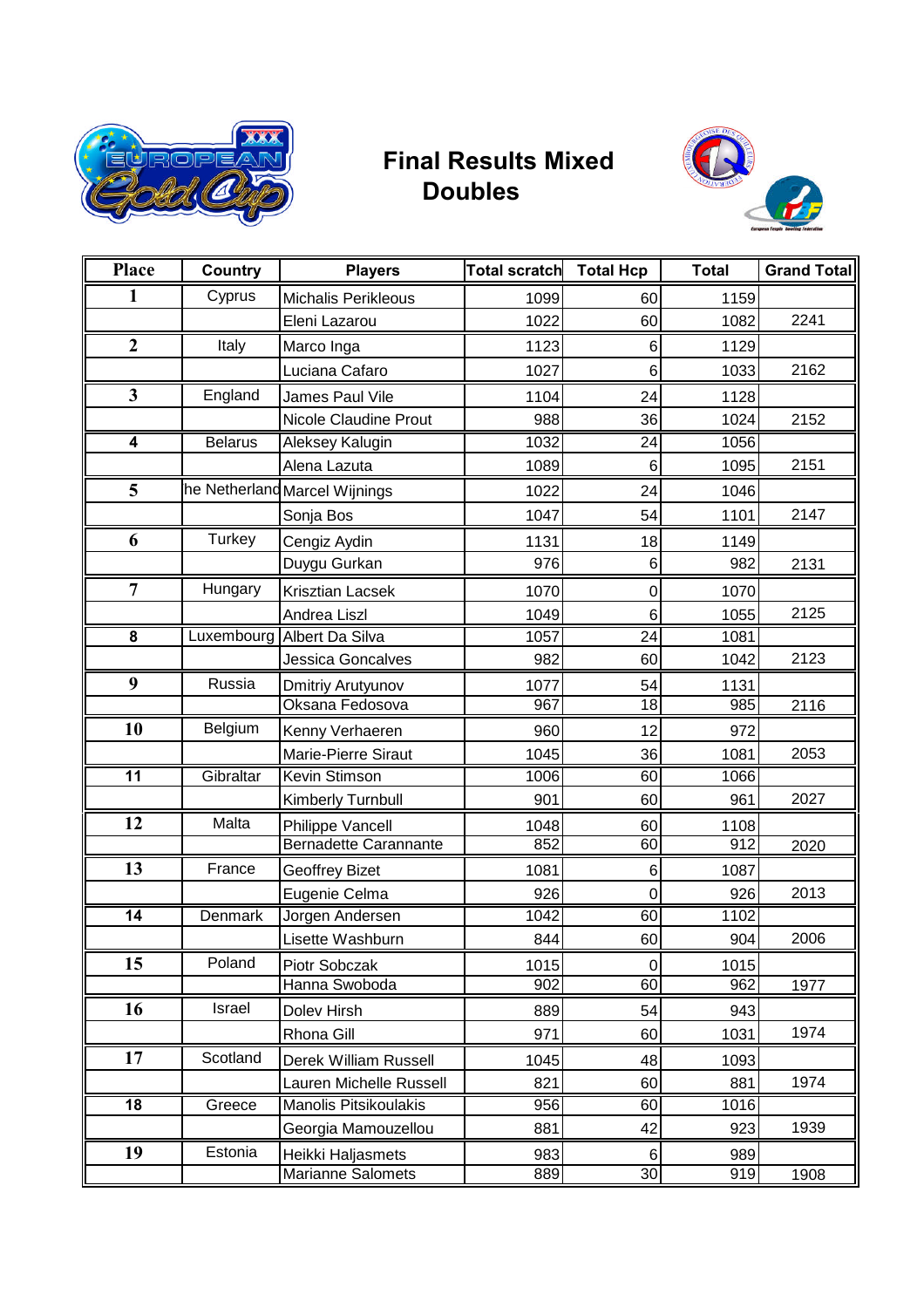# Final Results Mixed Doubles

| Place | Country | Players | Total scratch | Total Hcp | Total | Grand Total |
|---|---|---|---|---|---|---|
| 1 | Cyprus | Michalis Perikleous | 1099 | 60 | 1159 | |
| | | Eleni Lazarou | 1022 | 60 | 1082 | 2241 |
| 2 | Italy | Marco Inga | 1123 | 6 | 1129 | |
| | | Luciana Cafaro | 1027 | 6 | 1033 | 2162 |
| 3 | England | James Paul Vile | 1104 | 24 | 1128 | |
| | | Nicole Claudine Prout | 988 | 36 | 1024 | 2152 |
| 4 | Belarus | Aleksey Kalugin | 1032 | 24 | 1056 | |
| | | Alena Lazuta | 1089 | 6 | 1095 | 2151 |
| 5 | he Netherland | Marcel Wijnings | 1022 | 24 | 1046 | |
| | | Sonja Bos | 1047 | 54 | 1101 | 2147 |
| 6 | Turkey | Cengiz Aydin | 1131 | 18 | 1149 | |
| | | Duygu Gurkan | 976 | 6 | 982 | 2131 |
| 7 | Hungary | Krisztian Lacsek | 1070 | 0 | 1070 | |
| | | Andrea Liszl | 1049 | 6 | 1055 | 2125 |
| 8 | Luxembourg | Albert Da Silva | 1057 | 24 | 1081 | |
| | | Jessica Goncalves | 982 | 60 | 1042 | 2123 |
| 9 | Russia | Dmitriy Arutyunov | 1077 | 54 | 1131 | |
| | | Oksana Fedosova | 967 | 18 | 985 | 2116 |
| 10 | Belgium | Kenny Verhaeren | 960 | 12 | 972 | |
| | | Marie-Pierre Siraut | 1045 | 36 | 1081 | 2053 |
| 11 | Gibraltar | Kevin Stimson | 1006 | 60 | 1066 | |
| | | Kimberly Turnbull | 901 | 60 | 961 | 2027 |
| 12 | Malta | Philippe Vancell | 1048 | 60 | 1108 | |
| | | Bernadette Carannante | 852 | 60 | 912 | 2020 |
| 13 | France | Geoffrey Bizet | 1081 | 6 | 1087 | |
| | | Eugenie Celma | 926 | 0 | 926 | 2013 |
| 14 | Denmark | Jorgen Andersen | 1042 | 60 | 1102 | |
| | | Lisette Washburn | 844 | 60 | 904 | 2006 |
| 15 | Poland | Piotr Sobczak | 1015 | 0 | 1015 | |
| | | Hanna Swoboda | 902 | 60 | 962 | 1977 |
| 16 | Israel | Dolev Hirsh | 889 | 54 | 943 | |
| | | Rhona Gill | 971 | 60 | 1031 | 1974 |
| 17 | Scotland | Derek William Russell | 1045 | 48 | 1093 | |
| | | Lauren Michelle Russell | 821 | 60 | 881 | 1974 |
| 18 | Greece | Manolis Pitsikoulakis | 956 | 60 | 1016 | |
| | | Georgia Mamouzellou | 881 | 42 | 923 | 1939 |
| 19 | Estonia | Heikki Haljasmets | 983 | 6 | 989 | |
| | | Marianne Salomets | 889 | 30 | 919 | 1908 |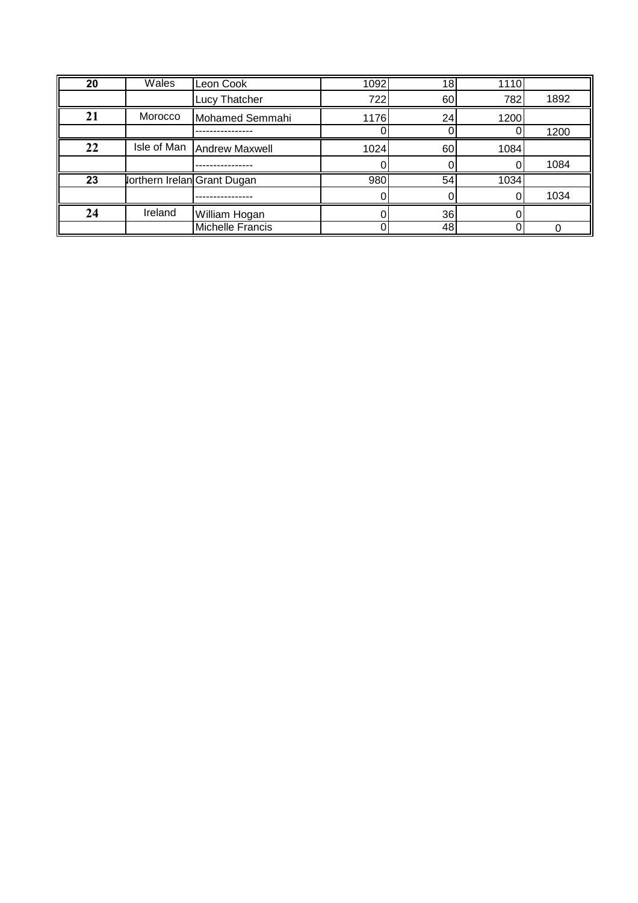| | | | | | | |
|---|---|---|---|---|---|---|
| **20** | Wales | Leon Cook | 1092 | 18 | 1110 | |
| | | Lucy Thatcher | 722 | 60 | 782 | 1892 |
| **21** | Morocco | Mohamed Semmahi | 1176 | 24 | 1200 | |
| | | ---------------- | 0 | 0 | 0 | 1200 |
| **22** | Isle of Man | Andrew Maxwell | 1024 | 60 | 1084 | |
| | | ---------------- | 0 | 0 | 0 | 1084 |
| **23** | lorthern Irelan | Grant Dugan | 980 | 54 | 1034 | |
| | | ---------------- | 0 | 0 | 0 | 1034 |
| **24** | Ireland | William Hogan | 0 | 36 | 0 | |
| | | Michelle Francis | 0 | 48 | 0 | 0 |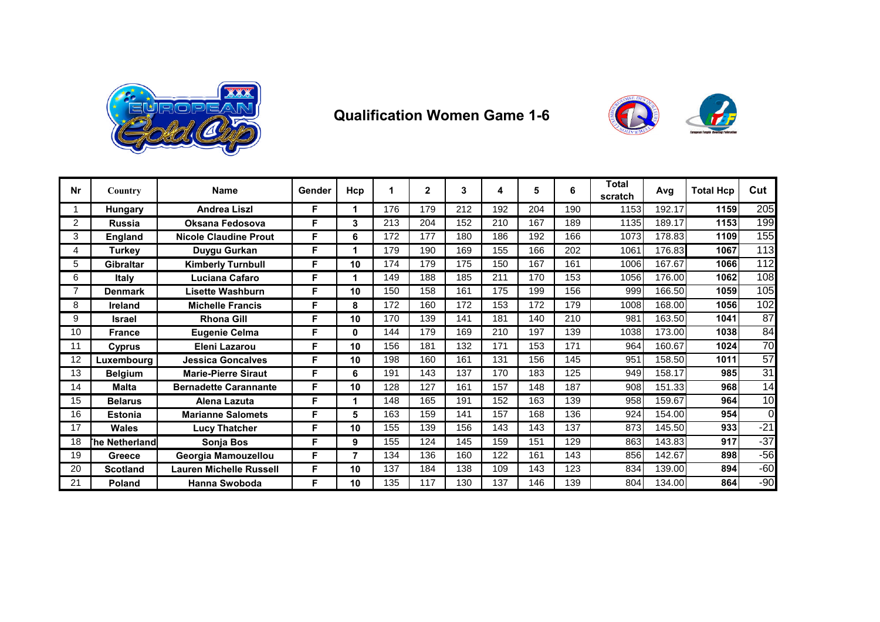# Qualification Women Game 1-6

| Nr | Country | Name | Gender | Hcp | 1 | 2 | 3 | 4 | 5 | 6 | Total scratch | Avg | Total Hcp | Cut |
|---|---|---|---|---|---|---|---|---|---|---|---|---|---|---|
| 1 | Hungary | Andrea Liszl | F | 1 | 176 | 179 | 212 | 192 | 204 | 190 | 1153 | 192.17 | 1159 | 205 |
| 2 | Russia | Oksana Fedosova | F | 3 | 213 | 204 | 152 | 210 | 167 | 189 | 1135 | 189.17 | 1153 | 199 |
| 3 | England | Nicole Claudine Prout | F | 6 | 172 | 177 | 180 | 186 | 192 | 166 | 1073 | 178.83 | 1109 | 155 |
| 4 | Turkey | Duygu Gurkan | F | 1 | 179 | 190 | 169 | 155 | 166 | 202 | 1061 | 176.83 | 1067 | 113 |
| 5 | Gibraltar | Kimberly Turnbull | F | 10 | 174 | 179 | 175 | 150 | 167 | 161 | 1006 | 167.67 | 1066 | 112 |
| 6 | Italy | Luciana Cafaro | F | 1 | 149 | 188 | 185 | 211 | 170 | 153 | 1056 | 176.00 | 1062 | 108 |
| 7 | Denmark | Lisette Washburn | F | 10 | 150 | 158 | 161 | 175 | 199 | 156 | 999 | 166.50 | 1059 | 105 |
| 8 | Ireland | Michelle Francis | F | 8 | 172 | 160 | 172 | 153 | 172 | 179 | 1008 | 168.00 | 1056 | 102 |
| 9 | Israel | Rhona Gill | F | 10 | 170 | 139 | 141 | 181 | 140 | 210 | 981 | 163.50 | 1041 | 87 |
| 10 | France | Eugenie Celma | F | 0 | 144 | 179 | 169 | 210 | 197 | 139 | 1038 | 173.00 | 1038 | 84 |
| 11 | Cyprus | Eleni Lazarou | F | 10 | 156 | 181 | 132 | 171 | 153 | 171 | 964 | 160.67 | 1024 | 70 |
| 12 | Luxembourg | Jessica Goncalves | F | 10 | 198 | 160 | 161 | 131 | 156 | 145 | 951 | 158.50 | 1011 | 57 |
| 13 | Belgium | Marie-Pierre Siraut | F | 6 | 191 | 143 | 137 | 170 | 183 | 125 | 949 | 158.17 | 985 | 31 |
| 14 | Malta | Bernadette Carannante | F | 10 | 128 | 127 | 161 | 157 | 148 | 187 | 908 | 151.33 | 968 | 14 |
| 15 | Belarus | Alena Lazuta | F | 1 | 148 | 165 | 191 | 152 | 163 | 139 | 958 | 159.67 | 964 | 10 |
| 16 | Estonia | Marianne Salomets | F | 5 | 163 | 159 | 141 | 157 | 168 | 136 | 924 | 154.00 | 954 | 0 |
| 17 | Wales | Lucy Thatcher | F | 10 | 155 | 139 | 156 | 143 | 143 | 137 | 873 | 145.50 | 933 | -21 |
| 18 | The Netherland | Sonja Bos | F | 9 | 155 | 124 | 145 | 159 | 151 | 129 | 863 | 143.83 | 917 | -37 |
| 19 | Greece | Georgia Mamouzellou | F | 7 | 134 | 136 | 160 | 122 | 161 | 143 | 856 | 142.67 | 898 | -56 |
| 20 | Scotland | Lauren Michelle Russell | F | 10 | 137 | 184 | 138 | 109 | 143 | 123 | 834 | 139.00 | 894 | -60 |
| 21 | Poland | Hanna Swoboda | F | 10 | 135 | 117 | 130 | 137 | 146 | 139 | 804 | 134.00 | 864 | -90 |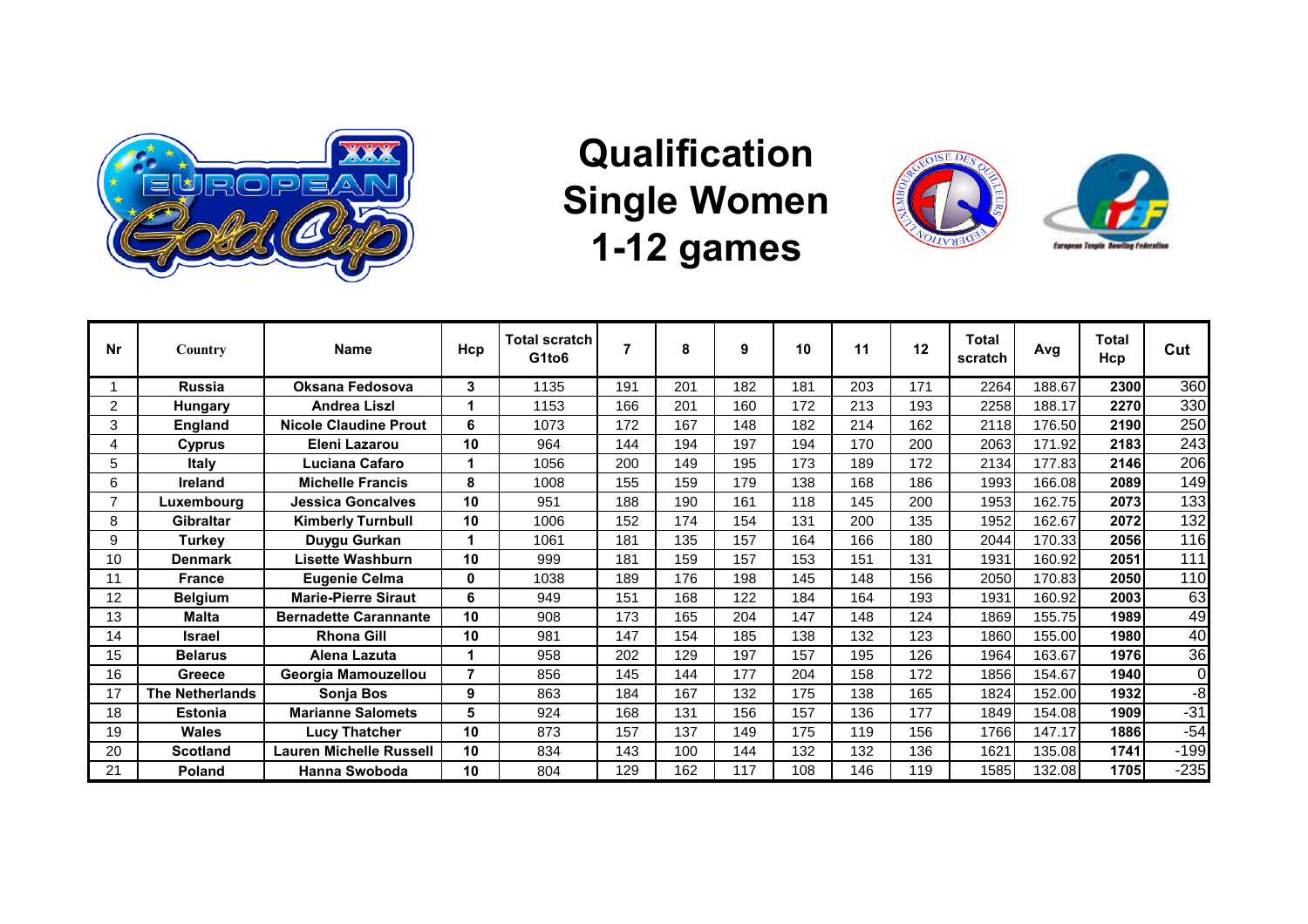# Qualification
# Single Women
# 1-12 games

| Nr | Country | Name | Hcp | Total scratch G1to6 | 7 | 8 | 9 | 10 | 11 | 12 | Total scratch | Avg | Total Hcp | Cut |
|---|---|---|---|---|---|---|---|---|---|---|---|---|---|---|
| 1 | Russia | Oksana Fedosova | 3 | 1135 | 191 | 201 | 182 | 181 | 203 | 171 | 2264 | 188.67 | 2300 | 360 |
| 2 | Hungary | Andrea Liszl | 1 | 1153 | 166 | 201 | 160 | 172 | 213 | 193 | 2258 | 188.17 | 2270 | 330 |
| 3 | England | Nicole Claudine Prout | 6 | 1073 | 172 | 167 | 148 | 182 | 214 | 162 | 2118 | 176.50 | 2190 | 250 |
| 4 | Cyprus | Eleni Lazarou | 10 | 964 | 144 | 194 | 197 | 194 | 170 | 200 | 2063 | 171.92 | 2183 | 243 |
| 5 | Italy | Luciana Cafaro | 1 | 1056 | 200 | 149 | 195 | 173 | 189 | 172 | 2134 | 177.83 | 2146 | 206 |
| 6 | Ireland | Michelle Francis | 8 | 1008 | 155 | 159 | 179 | 138 | 168 | 186 | 1993 | 166.08 | 2089 | 149 |
| 7 | Luxembourg | Jessica Goncalves | 10 | 951 | 188 | 190 | 161 | 118 | 145 | 200 | 1953 | 162.75 | 2073 | 133 |
| 8 | Gibraltar | Kimberly Turnbull | 10 | 1006 | 152 | 174 | 154 | 131 | 200 | 135 | 1952 | 162.67 | 2072 | 132 |
| 9 | Turkey | Duygu Gurkan | 1 | 1061 | 181 | 135 | 157 | 164 | 166 | 180 | 2044 | 170.33 | 2056 | 116 |
| 10 | Denmark | Lisette Washburn | 10 | 999 | 181 | 159 | 157 | 153 | 151 | 131 | 1931 | 160.92 | 2051 | 111 |
| 11 | France | Eugenie Celma | 0 | 1038 | 189 | 176 | 198 | 145 | 148 | 156 | 2050 | 170.83 | 2050 | 110 |
| 12 | Belgium | Marie-Pierre Siraut | 6 | 949 | 151 | 168 | 122 | 184 | 164 | 193 | 1931 | 160.92 | 2003 | 63 |
| 13 | Malta | Bernadette Carannante | 10 | 908 | 173 | 165 | 204 | 147 | 148 | 124 | 1869 | 155.75 | 1989 | 49 |
| 14 | Israel | Rhona Gill | 10 | 981 | 147 | 154 | 185 | 138 | 132 | 123 | 1860 | 155.00 | 1980 | 40 |
| 15 | Belarus | Alena Lazuta | 1 | 958 | 202 | 129 | 197 | 157 | 195 | 126 | 1964 | 163.67 | 1976 | 36 |
| 16 | Greece | Georgia Mamouzellou | 7 | 856 | 145 | 144 | 177 | 204 | 158 | 172 | 1856 | 154.67 | 1940 | 0 |
| 17 | The Netherlands | Sonja Bos | 9 | 863 | 184 | 167 | 132 | 175 | 138 | 165 | 1824 | 152.00 | 1932 | -8 |
| 18 | Estonia | Marianne Salomets | 5 | 924 | 168 | 131 | 156 | 157 | 136 | 177 | 1849 | 154.08 | 1909 | -31 |
| 19 | Wales | Lucy Thatcher | 10 | 873 | 157 | 137 | 149 | 175 | 119 | 156 | 1766 | 147.17 | 1886 | -54 |
| 20 | Scotland | Lauren Michelle Russell | 10 | 834 | 143 | 100 | 144 | 132 | 132 | 136 | 1621 | 135.08 | 1741 | -199 |
| 21 | Poland | Hanna Swoboda | 10 | 804 | 129 | 162 | 117 | 108 | 146 | 119 | 1585 | 132.08 | 1705 | -235 |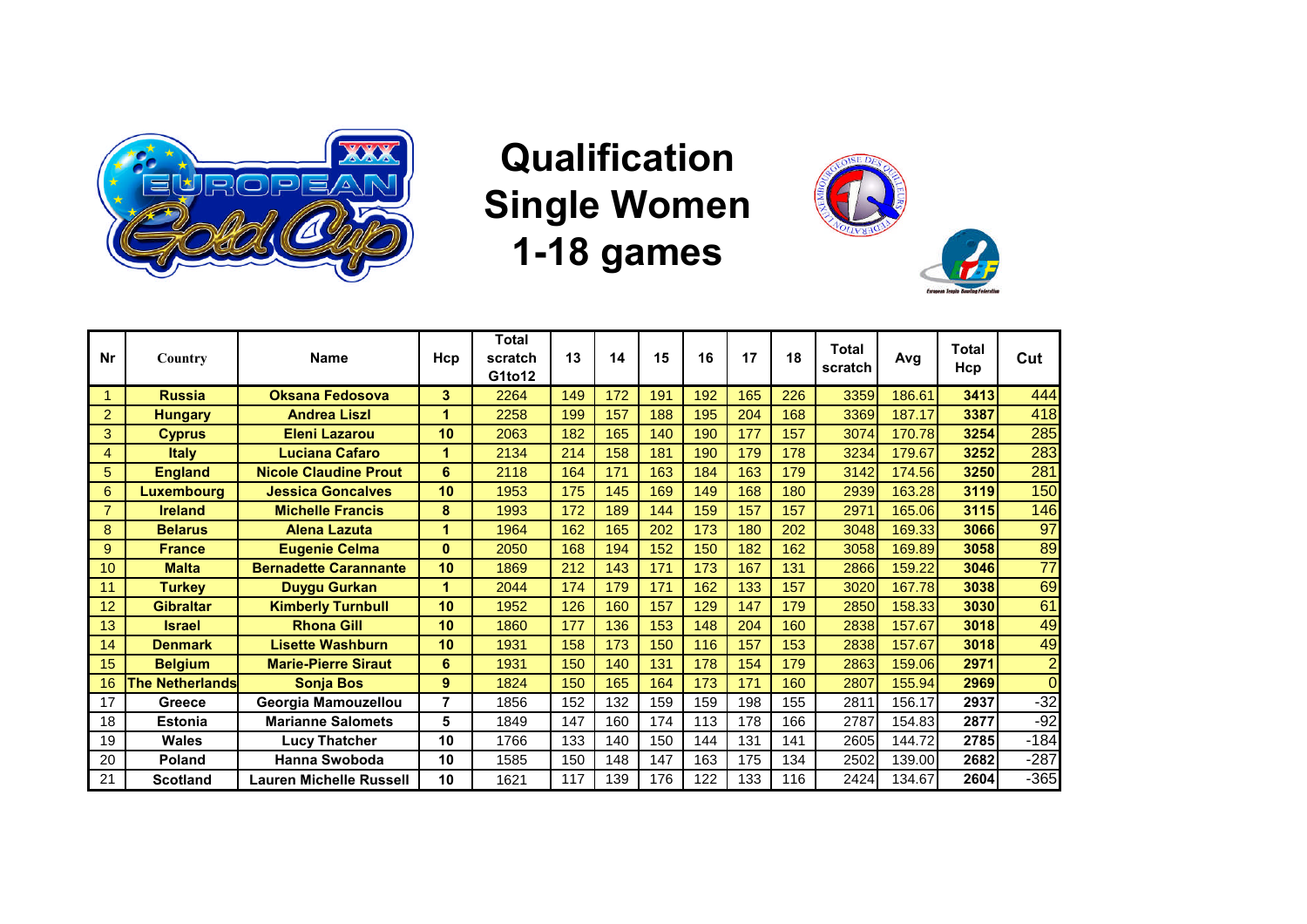# Qualification Single Women 1-18 games

| Nr | Country | Name | Hcp | Total scratch G1to12 | 13 | 14 | 15 | 16 | 17 | 18 | Total scratch | Avg | Total Hcp | Cut |
|---|---|---|---|---|---|---|---|---|---|---|---|---|---|---|
| 1 | **Russia** | **Oksana Fedosova** | **3** | 2264 | 149 | 172 | 191 | 192 | 165 | 226 | 3359 | 186.61 | **3413** | 444 |
| 2 | **Hungary** | **Andrea Liszl** | **1** | 2258 | 199 | 157 | 188 | 195 | 204 | 168 | 3369 | 187.17 | **3387** | 418 |
| 3 | **Cyprus** | **Eleni Lazarou** | **10** | 2063 | 182 | 165 | 140 | 190 | 177 | 157 | 3074 | 170.78 | **3254** | 285 |
| 4 | **Italy** | **Luciana Cafaro** | **1** | 2134 | 214 | 158 | 181 | 190 | 179 | 178 | 3234 | 179.67 | **3252** | 283 |
| 5 | **England** | **Nicole Claudine Prout** | **6** | 2118 | 164 | 171 | 163 | 184 | 163 | 179 | 3142 | 174.56 | **3250** | 281 |
| 6 | **Luxembourg** | **Jessica Goncalves** | **10** | 1953 | 175 | 145 | 169 | 149 | 168 | 180 | 2939 | 163.28 | **3119** | 150 |
| 7 | **Ireland** | **Michelle Francis** | **8** | 1993 | 172 | 189 | 144 | 159 | 157 | 157 | 2971 | 165.06 | **3115** | 146 |
| 8 | **Belarus** | **Alena Lazuta** | **1** | 1964 | 162 | 165 | 202 | 173 | 180 | 202 | 3048 | 169.33 | **3066** | 97 |
| 9 | **France** | **Eugenie Celma** | **0** | 2050 | 168 | 194 | 152 | 150 | 182 | 162 | 3058 | 169.89 | **3058** | 89 |
| 10 | **Malta** | **Bernadette Carannante** | **10** | 1869 | 212 | 143 | 171 | 173 | 167 | 131 | 2866 | 159.22 | **3046** | 77 |
| 11 | **Turkey** | **Duygu Gurkan** | **1** | 2044 | 174 | 179 | 171 | 162 | 133 | 157 | 3020 | 167.78 | **3038** | 69 |
| 12 | **Gibraltar** | **Kimberly Turnbull** | **10** | 1952 | 126 | 160 | 157 | 129 | 147 | 179 | 2850 | 158.33 | **3030** | 61 |
| 13 | **Israel** | **Rhona Gill** | **10** | 1860 | 177 | 136 | 153 | 148 | 204 | 160 | 2838 | 157.67 | **3018** | 49 |
| 14 | **Denmark** | **Lisette Washburn** | **10** | 1931 | 158 | 173 | 150 | 116 | 157 | 153 | 2838 | 157.67 | **3018** | 49 |
| 15 | **Belgium** | **Marie-Pierre Siraut** | **6** | 1931 | 150 | 140 | 131 | 178 | 154 | 179 | 2863 | 159.06 | **2971** | 2 |
| 16 | **The Netherlands** | **Sonja Bos** | **9** | 1824 | 150 | 165 | 164 | 173 | 171 | 160 | 2807 | 155.94 | **2969** | 0 |
| 17 | **Greece** | **Georgia Mamouzellou** | **7** | 1856 | 152 | 132 | 159 | 159 | 198 | 155 | 2811 | 156.17 | **2937** | -32 |
| 18 | **Estonia** | **Marianne Salomets** | **5** | 1849 | 147 | 160 | 174 | 113 | 178 | 166 | 2787 | 154.83 | **2877** | -92 |
| 19 | **Wales** | **Lucy Thatcher** | **10** | 1766 | 133 | 140 | 150 | 144 | 131 | 141 | 2605 | 144.72 | **2785** | -184 |
| 20 | **Poland** | **Hanna Swoboda** | **10** | 1585 | 150 | 148 | 147 | 163 | 175 | 134 | 2502 | 139.00 | **2682** | -287 |
| 21 | **Scotland** | **Lauren Michelle Russell** | **10** | 1621 | 117 | 139 | 176 | 122 | 133 | 116 | 2424 | 134.67 | **2604** | -365 |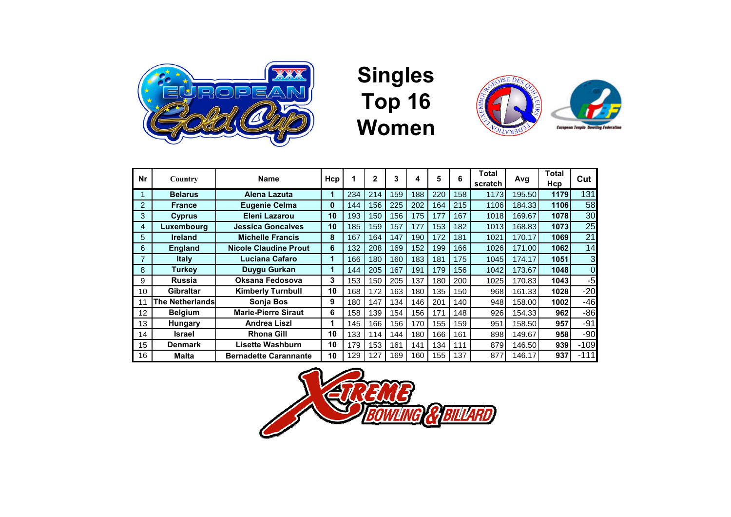# Singles Top 16 Women

| Nr | Country | Name | Hcp | 1 | 2 | 3 | 4 | 5 | 6 | Total scratch | Avg | Total Hcp | Cut |
|---|---|---|---|---|---|---|---|---|---|---|---|---|---|
| 1 | Belarus | Alena Lazuta | 1 | 234 | 214 | 159 | 188 | 220 | 158 | 1173 | 195.50 | 1179 | 131 |
| 2 | France | Eugenie Celma | 0 | 144 | 156 | 225 | 202 | 164 | 215 | 1106 | 184.33 | 1106 | 58 |
| 3 | Cyprus | Eleni Lazarou | 10 | 193 | 150 | 156 | 175 | 177 | 167 | 1018 | 169.67 | 1078 | 30 |
| 4 | Luxembourg | Jessica Goncalves | 10 | 185 | 159 | 157 | 177 | 153 | 182 | 1013 | 168.83 | 1073 | 25 |
| 5 | Ireland | Michelle Francis | 8 | 167 | 164 | 147 | 190 | 172 | 181 | 1021 | 170.17 | 1069 | 21 |
| 6 | England | Nicole Claudine Prout | 6 | 132 | 208 | 169 | 152 | 199 | 166 | 1026 | 171.00 | 1062 | 14 |
| 7 | Italy | Luciana Cafaro | 1 | 166 | 180 | 160 | 183 | 181 | 175 | 1045 | 174.17 | 1051 | 3 |
| 8 | Turkey | Duygu Gurkan | 1 | 144 | 205 | 167 | 191 | 179 | 156 | 1042 | 173.67 | 1048 | 0 |
| 9 | Russia | Oksana Fedosova | 3 | 153 | 150 | 205 | 137 | 180 | 200 | 1025 | 170.83 | 1043 | -5 |
| 10 | Gibraltar | Kimberly Turnbull | 10 | 168 | 172 | 163 | 180 | 135 | 150 | 968 | 161.33 | 1028 | -20 |
| 11 | The Netherlands | Sonja Bos | 9 | 180 | 147 | 134 | 146 | 201 | 140 | 948 | 158.00 | 1002 | -46 |
| 12 | Belgium | Marie-Pierre Siraut | 6 | 158 | 139 | 154 | 156 | 171 | 148 | 926 | 154.33 | 962 | -86 |
| 13 | Hungary | Andrea Liszl | 1 | 145 | 166 | 156 | 170 | 155 | 159 | 951 | 158.50 | 957 | -91 |
| 14 | Israel | Rhona Gill | 10 | 133 | 114 | 144 | 180 | 166 | 161 | 898 | 149.67 | 958 | -90 |
| 15 | Denmark | Lisette Washburn | 10 | 179 | 153 | 161 | 141 | 134 | 111 | 879 | 146.50 | 939 | -109 |
| 16 | Malta | Bernadette Carannante | 10 | 129 | 127 | 169 | 160 | 155 | 137 | 877 | 146.17 | 937 | -111 |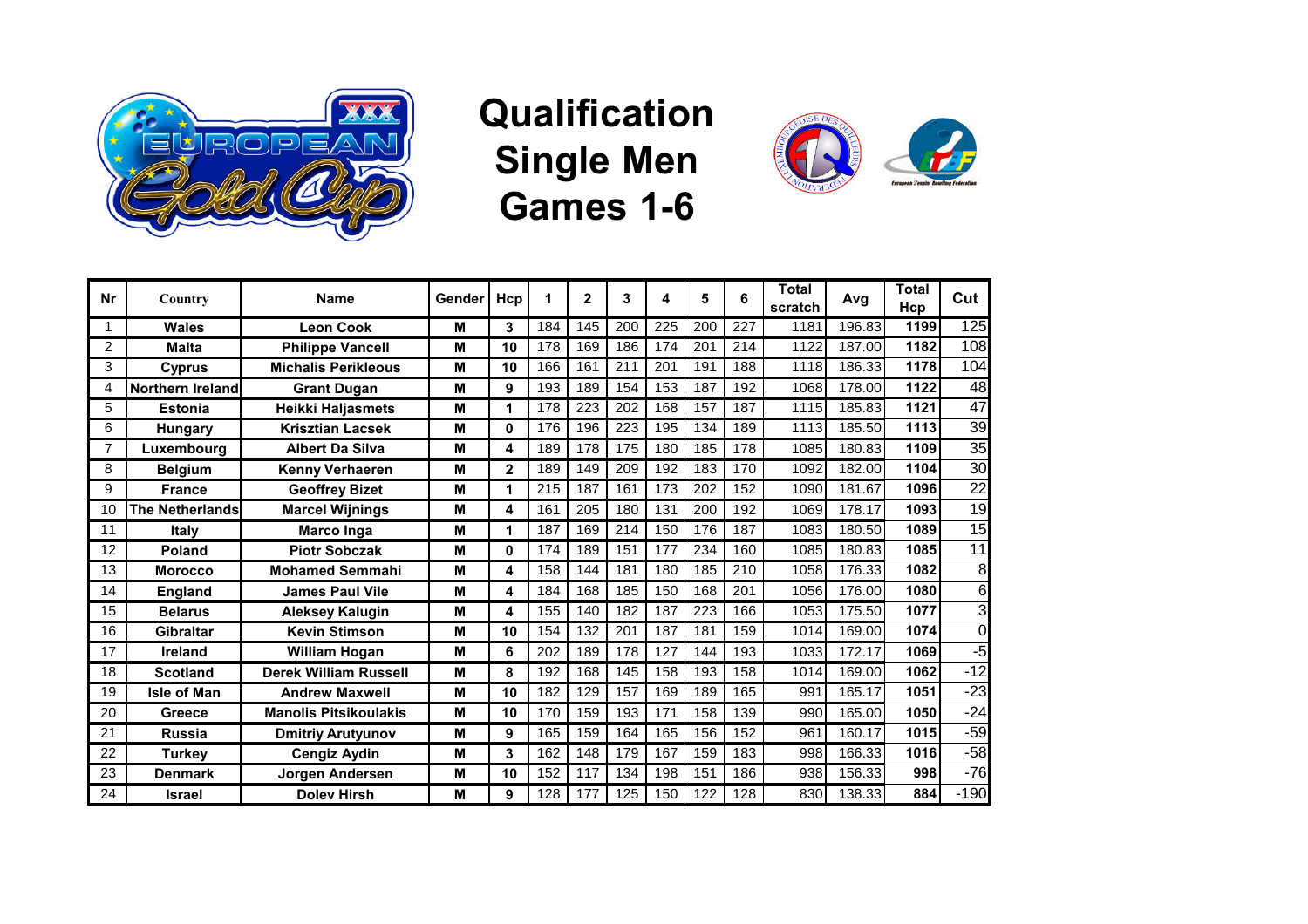# Qualification Single Men Games 1-6

| Nr | Country | Name | Gender | Hcp | 1 | 2 | 3 | 4 | 5 | 6 | Total scratch | Avg | Total Hcp | Cut |
|---|---|---|---|---|---|---|---|---|---|---|---|---|---|---|
| 1 | Wales | Leon Cook | M | 3 | 184 | 145 | 200 | 225 | 200 | 227 | 1181 | 196.83 | 1199 | 125 |
| 2 | Malta | Philippe Vancell | M | 10 | 178 | 169 | 186 | 174 | 201 | 214 | 1122 | 187.00 | 1182 | 108 |
| 3 | Cyprus | Michalis Perikleous | M | 10 | 166 | 161 | 211 | 201 | 191 | 188 | 1118 | 186.33 | 1178 | 104 |
| 4 | Northern Ireland | Grant Dugan | M | 9 | 193 | 189 | 154 | 153 | 187 | 192 | 1068 | 178.00 | 1122 | 48 |
| 5 | Estonia | Heikki Haljasmets | M | 1 | 178 | 223 | 202 | 168 | 157 | 187 | 1115 | 185.83 | 1121 | 47 |
| 6 | Hungary | Krisztian Lacsek | M | 0 | 176 | 196 | 223 | 195 | 134 | 189 | 1113 | 185.50 | 1113 | 39 |
| 7 | Luxembourg | Albert Da Silva | M | 4 | 189 | 178 | 175 | 180 | 185 | 178 | 1085 | 180.83 | 1109 | 35 |
| 8 | Belgium | Kenny Verhaeren | M | 2 | 189 | 149 | 209 | 192 | 183 | 170 | 1092 | 182.00 | 1104 | 30 |
| 9 | France | Geoffrey Bizet | M | 1 | 215 | 187 | 161 | 173 | 202 | 152 | 1090 | 181.67 | 1096 | 22 |
| 10 | The Netherlands | Marcel Wijnings | M | 4 | 161 | 205 | 180 | 131 | 200 | 192 | 1069 | 178.17 | 1093 | 19 |
| 11 | Italy | Marco Inga | M | 1 | 187 | 169 | 214 | 150 | 176 | 187 | 1083 | 180.50 | 1089 | 15 |
| 12 | Poland | Piotr Sobczak | M | 0 | 174 | 189 | 151 | 177 | 234 | 160 | 1085 | 180.83 | 1085 | 11 |
| 13 | Morocco | Mohamed Semmahi | M | 4 | 158 | 144 | 181 | 180 | 185 | 210 | 1058 | 176.33 | 1082 | 8 |
| 14 | England | James Paul Vile | M | 4 | 184 | 168 | 185 | 150 | 168 | 201 | 1056 | 176.00 | 1080 | 6 |
| 15 | Belarus | Aleksey Kalugin | M | 4 | 155 | 140 | 182 | 187 | 223 | 166 | 1053 | 175.50 | 1077 | 3 |
| 16 | Gibraltar | Kevin Stimson | M | 10 | 154 | 132 | 201 | 187 | 181 | 159 | 1014 | 169.00 | 1074 | 0 |
| 17 | Ireland | William Hogan | M | 6 | 202 | 189 | 178 | 127 | 144 | 193 | 1033 | 172.17 | 1069 | -5 |
| 18 | Scotland | Derek William Russell | M | 8 | 192 | 168 | 145 | 158 | 193 | 158 | 1014 | 169.00 | 1062 | -12 |
| 19 | Isle of Man | Andrew Maxwell | M | 10 | 182 | 129 | 157 | 169 | 189 | 165 | 991 | 165.17 | 1051 | -23 |
| 20 | Greece | Manolis Pitsikoulakis | M | 10 | 170 | 159 | 193 | 171 | 158 | 139 | 990 | 165.00 | 1050 | -24 |
| 21 | Russia | Dmitriy Arutyunov | M | 9 | 165 | 159 | 164 | 165 | 156 | 152 | 961 | 160.17 | 1015 | -59 |
| 22 | Turkey | Cengiz Aydin | M | 3 | 162 | 148 | 179 | 167 | 159 | 183 | 998 | 166.33 | 1016 | -58 |
| 23 | Denmark | Jorgen Andersen | M | 10 | 152 | 117 | 134 | 198 | 151 | 186 | 938 | 156.33 | 998 | -76 |
| 24 | Israel | Dolev Hirsh | M | 9 | 128 | 177 | 125 | 150 | 122 | 128 | 830 | 138.33 | 884 | -190 |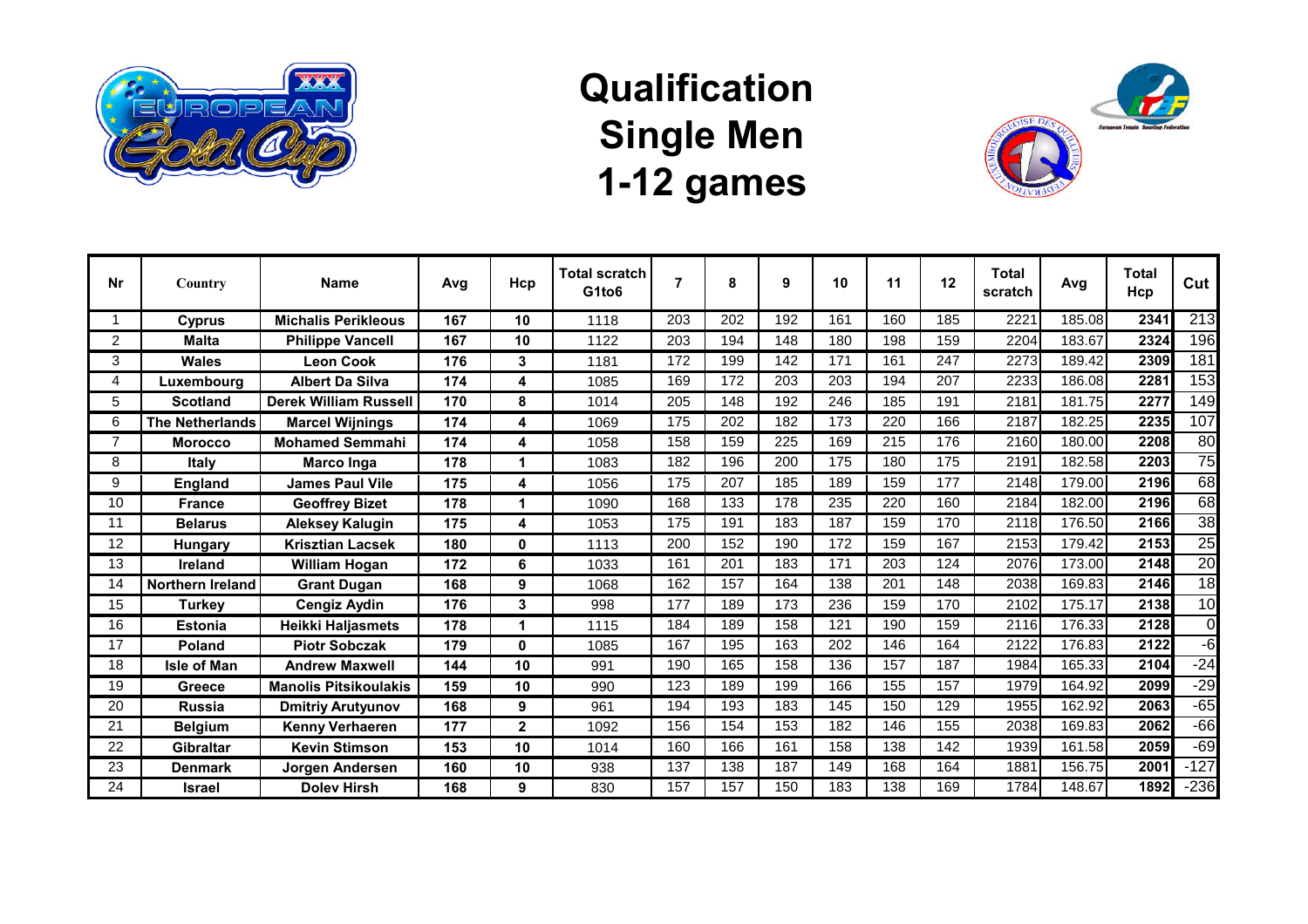# Qualification Single Men 1-12 games

| Nr | Country | Name | Avg | Hcp | Total scratch G1to6 | 7 | 8 | 9 | 10 | 11 | 12 | Total scratch | Avg | Total Hcp | Cut |
|---|---|---|---|---|---|---|---|---|---|---|---|---|---|---|---|
| 1 | Cyprus | Michalis Perikleous | 167 | 10 | 1118 | 203 | 202 | 192 | 161 | 160 | 185 | 2221 | 185.08 | 2341 | 213 |
| 2 | Malta | Philippe Vancell | 167 | 10 | 1122 | 203 | 194 | 148 | 180 | 198 | 159 | 2204 | 183.67 | 2324 | 196 |
| 3 | Wales | Leon Cook | 176 | 3 | 1181 | 172 | 199 | 142 | 171 | 161 | 247 | 2273 | 189.42 | 2309 | 181 |
| 4 | Luxembourg | Albert Da Silva | 174 | 4 | 1085 | 169 | 172 | 203 | 203 | 194 | 207 | 2233 | 186.08 | 2281 | 153 |
| 5 | Scotland | Derek William Russell | 170 | 8 | 1014 | 205 | 148 | 192 | 246 | 185 | 191 | 2181 | 181.75 | 2277 | 149 |
| 6 | The Netherlands | Marcel Wijnings | 174 | 4 | 1069 | 175 | 202 | 182 | 173 | 220 | 166 | 2187 | 182.25 | 2235 | 107 |
| 7 | Morocco | Mohamed Semmahi | 174 | 4 | 1058 | 158 | 159 | 225 | 169 | 215 | 176 | 2160 | 180.00 | 2208 | 80 |
| 8 | Italy | Marco Inga | 178 | 1 | 1083 | 182 | 196 | 200 | 175 | 180 | 175 | 2191 | 182.58 | 2203 | 75 |
| 9 | England | James Paul Vile | 175 | 4 | 1056 | 175 | 207 | 185 | 189 | 159 | 177 | 2148 | 179.00 | 2196 | 68 |
| 10 | France | Geoffrey Bizet | 178 | 1 | 1090 | 168 | 133 | 178 | 235 | 220 | 160 | 2184 | 182.00 | 2196 | 68 |
| 11 | Belarus | Aleksey Kalugin | 175 | 4 | 1053 | 175 | 191 | 183 | 187 | 159 | 170 | 2118 | 176.50 | 2166 | 38 |
| 12 | Hungary | Krisztian Lacsek | 180 | 0 | 1113 | 200 | 152 | 190 | 172 | 159 | 167 | 2153 | 179.42 | 2153 | 25 |
| 13 | Ireland | William Hogan | 172 | 6 | 1033 | 161 | 201 | 183 | 171 | 203 | 124 | 2076 | 173.00 | 2148 | 20 |
| 14 | Northern Ireland | Grant Dugan | 168 | 9 | 1068 | 162 | 157 | 164 | 138 | 201 | 148 | 2038 | 169.83 | 2146 | 18 |
| 15 | Turkey | Cengiz Aydin | 176 | 3 | 998 | 177 | 189 | 173 | 236 | 159 | 170 | 2102 | 175.17 | 2138 | 10 |
| 16 | Estonia | Heikki Haljasmets | 178 | 1 | 1115 | 184 | 189 | 158 | 121 | 190 | 159 | 2116 | 176.33 | 2128 | 0 |
| 17 | Poland | Piotr Sobczak | 179 | 0 | 1085 | 167 | 195 | 163 | 202 | 146 | 164 | 2122 | 176.83 | 2122 | -6 |
| 18 | Isle of Man | Andrew Maxwell | 144 | 10 | 991 | 190 | 165 | 158 | 136 | 157 | 187 | 1984 | 165.33 | 2104 | -24 |
| 19 | Greece | Manolis Pitsikoulakis | 159 | 10 | 990 | 123 | 189 | 199 | 166 | 155 | 157 | 1979 | 164.92 | 2099 | -29 |
| 20 | Russia | Dmitriy Arutyunov | 168 | 9 | 961 | 194 | 193 | 183 | 145 | 150 | 129 | 1955 | 162.92 | 2063 | -65 |
| 21 | Belgium | Kenny Verhaeren | 177 | 2 | 1092 | 156 | 154 | 153 | 182 | 146 | 155 | 2038 | 169.83 | 2062 | -66 |
| 22 | Gibraltar | Kevin Stimson | 153 | 10 | 1014 | 160 | 166 | 161 | 158 | 138 | 142 | 1939 | 161.58 | 2059 | -69 |
| 23 | Denmark | Jorgen Andersen | 160 | 10 | 938 | 137 | 138 | 187 | 149 | 168 | 164 | 1881 | 156.75 | 2001 | -127 |
| 24 | Israel | Dolev Hirsh | 168 | 9 | 830 | 157 | 157 | 150 | 183 | 138 | 169 | 1784 | 148.67 | 1892 | -236 |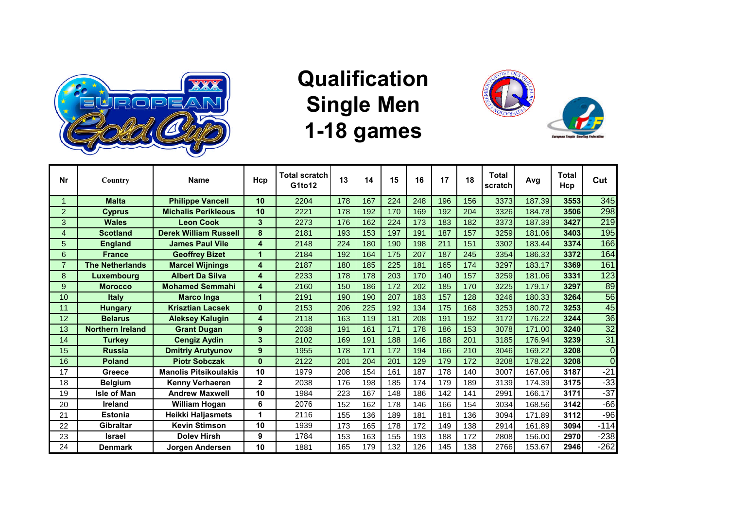# Qualification Single Men 1-18 games

| Nr | Country | Name | Hcp | Total scratch G1to12 | 13 | 14 | 15 | 16 | 17 | 18 | Total scratch | Avg | Total Hcp | Cut |
|---|---|---|---|---|---|---|---|---|---|---|---|---|---|---|
| 1 | Malta | Philippe Vancell | 10 | 2204 | 178 | 167 | 224 | 248 | 196 | 156 | 3373 | 187.39 | 3553 | 345 |
| 2 | Cyprus | Michalis Perikleous | 10 | 2221 | 178 | 192 | 170 | 169 | 192 | 204 | 3326 | 184.78 | 3506 | 298 |
| 3 | Wales | Leon Cook | 3 | 2273 | 176 | 162 | 224 | 173 | 183 | 182 | 3373 | 187.39 | 3427 | 219 |
| 4 | Scotland | Derek William Russell | 8 | 2181 | 193 | 153 | 197 | 191 | 187 | 157 | 3259 | 181.06 | 3403 | 195 |
| 5 | England | James Paul Vile | 4 | 2148 | 224 | 180 | 190 | 198 | 211 | 151 | 3302 | 183.44 | 3374 | 166 |
| 6 | France | Geoffrey Bizet | 1 | 2184 | 192 | 164 | 175 | 207 | 187 | 245 | 3354 | 186.33 | 3372 | 164 |
| 7 | The Netherlands | Marcel Wijnings | 4 | 2187 | 180 | 185 | 225 | 181 | 165 | 174 | 3297 | 183.17 | 3369 | 161 |
| 8 | Luxembourg | Albert Da Silva | 4 | 2233 | 178 | 178 | 203 | 170 | 140 | 157 | 3259 | 181.06 | 3331 | 123 |
| 9 | Morocco | Mohamed Semmahi | 4 | 2160 | 150 | 186 | 172 | 202 | 185 | 170 | 3225 | 179.17 | 3297 | 89 |
| 10 | Italy | Marco Inga | 1 | 2191 | 190 | 190 | 207 | 183 | 157 | 128 | 3246 | 180.33 | 3264 | 56 |
| 11 | Hungary | Krisztian Lacsek | 0 | 2153 | 206 | 225 | 192 | 134 | 175 | 168 | 3253 | 180.72 | 3253 | 45 |
| 12 | Belarus | Aleksey Kalugin | 4 | 2118 | 163 | 119 | 181 | 208 | 191 | 192 | 3172 | 176.22 | 3244 | 36 |
| 13 | Northern Ireland | Grant Dugan | 9 | 2038 | 191 | 161 | 171 | 178 | 186 | 153 | 3078 | 171.00 | 3240 | 32 |
| 14 | Turkey | Cengiz Aydin | 3 | 2102 | 169 | 191 | 188 | 146 | 188 | 201 | 3185 | 176.94 | 3239 | 31 |
| 15 | Russia | Dmitriy Arutyunov | 9 | 1955 | 178 | 171 | 172 | 194 | 166 | 210 | 3046 | 169.22 | 3208 | 0 |
| 16 | Poland | Piotr Sobczak | 0 | 2122 | 201 | 204 | 201 | 129 | 179 | 172 | 3208 | 178.22 | 3208 | 0 |
| 17 | Greece | Manolis Pitsikoulakis | 10 | 1979 | 208 | 154 | 161 | 187 | 178 | 140 | 3007 | 167.06 | 3187 | -21 |
| 18 | Belgium | Kenny Verhaeren | 2 | 2038 | 176 | 198 | 185 | 174 | 179 | 189 | 3139 | 174.39 | 3175 | -33 |
| 19 | Isle of Man | Andrew Maxwell | 10 | 1984 | 223 | 167 | 148 | 186 | 142 | 141 | 2991 | 166.17 | 3171 | -37 |
| 20 | Ireland | William Hogan | 6 | 2076 | 152 | 162 | 178 | 146 | 166 | 154 | 3034 | 168.56 | 3142 | -66 |
| 21 | Estonia | Heikki Haljasmets | 1 | 2116 | 155 | 136 | 189 | 181 | 181 | 136 | 3094 | 171.89 | 3112 | -96 |
| 22 | Gibraltar | Kevin Stimson | 10 | 1939 | 173 | 165 | 178 | 172 | 149 | 138 | 2914 | 161.89 | 3094 | -114 |
| 23 | Israel | Dolev Hirsh | 9 | 1784 | 153 | 163 | 155 | 193 | 188 | 172 | 2808 | 156.00 | 2970 | -238 |
| 24 | Denmark | Jorgen Andersen | 10 | 1881 | 165 | 179 | 132 | 126 | 145 | 138 | 2766 | 153.67 | 2946 | -262 |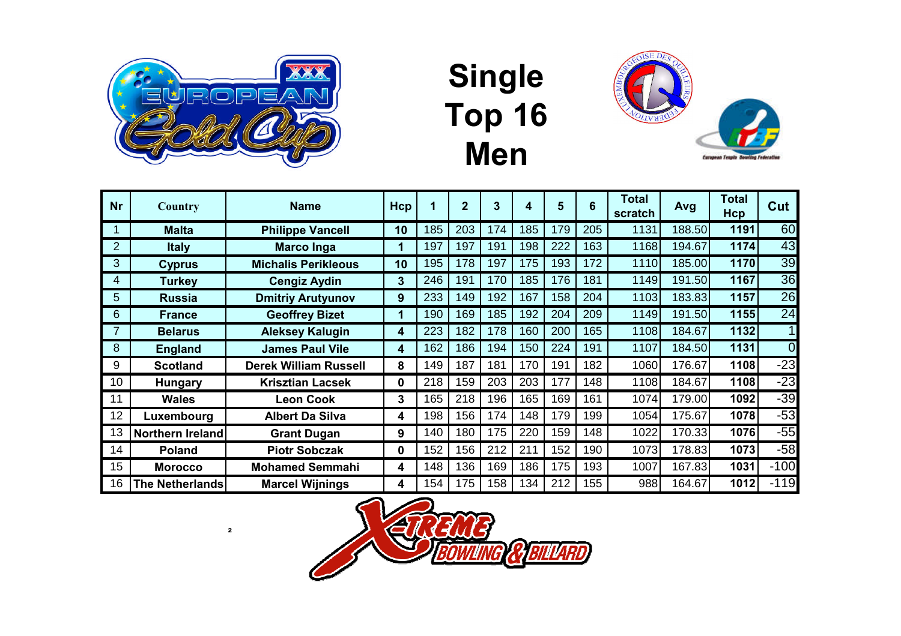# Single Top 16 Men

| Nr | Country | Name | Hcp | 1 | 2 | 3 | 4 | 5 | 6 | Total scratch | Avg | Total Hcp | Cut |
|---|---|---|---|---|---|---|---|---|---|---|---|---|---|
| 1 | Malta | Philippe Vancell | 10 | 185 | 203 | 174 | 185 | 179 | 205 | 1131 | 188.50 | 1191 | 60 |
| 2 | Italy | Marco Inga | 1 | 197 | 197 | 191 | 198 | 222 | 163 | 1168 | 194.67 | 1174 | 43 |
| 3 | Cyprus | Michalis Perikleous | 10 | 195 | 178 | 197 | 175 | 193 | 172 | 1110 | 185.00 | 1170 | 39 |
| 4 | Turkey | Cengiz Aydin | 3 | 246 | 191 | 170 | 185 | 176 | 181 | 1149 | 191.50 | 1167 | 36 |
| 5 | Russia | Dmitriy Arutyunov | 9 | 233 | 149 | 192 | 167 | 158 | 204 | 1103 | 183.83 | 1157 | 26 |
| 6 | France | Geoffrey Bizet | 1 | 190 | 169 | 185 | 192 | 204 | 209 | 1149 | 191.50 | 1155 | 24 |
| 7 | Belarus | Aleksey Kalugin | 4 | 223 | 182 | 178 | 160 | 200 | 165 | 1108 | 184.67 | 1132 | 1 |
| 8 | England | James Paul Vile | 4 | 162 | 186 | 194 | 150 | 224 | 191 | 1107 | 184.50 | 1131 | 0 |
| 9 | Scotland | Derek William Russell | 8 | 149 | 187 | 181 | 170 | 191 | 182 | 1060 | 176.67 | 1108 | -23 |
| 10 | Hungary | Krisztian Lacsek | 0 | 218 | 159 | 203 | 203 | 177 | 148 | 1108 | 184.67 | 1108 | -23 |
| 11 | Wales | Leon Cook | 3 | 165 | 218 | 196 | 165 | 169 | 161 | 1074 | 179.00 | 1092 | -39 |
| 12 | Luxembourg | Albert Da Silva | 4 | 198 | 156 | 174 | 148 | 179 | 199 | 1054 | 175.67 | 1078 | -53 |
| 13 | Northern Ireland | Grant Dugan | 9 | 140 | 180 | 175 | 220 | 159 | 148 | 1022 | 170.33 | 1076 | -55 |
| 14 | Poland | Piotr Sobczak | 0 | 152 | 156 | 212 | 211 | 152 | 190 | 1073 | 178.83 | 1073 | -58 |
| 15 | Morocco | Mohamed Semmahi | 4 | 148 | 136 | 169 | 186 | 175 | 193 | 1007 | 167.83 | 1031 | -100 |
| 16 | The Netherlands | Marcel Wijnings | 4 | 154 | 175 | 158 | 134 | 212 | 155 | 988 | 164.67 | 1012 | -119 |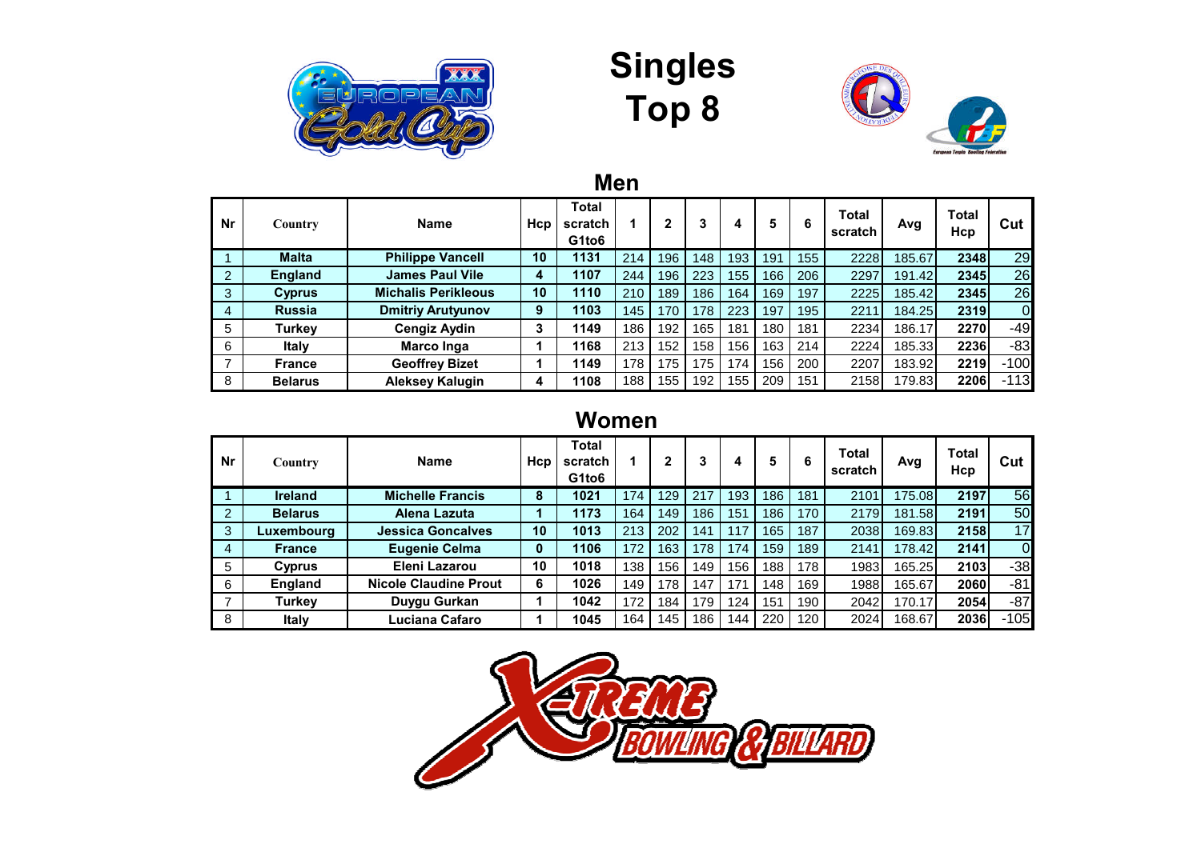# Singles Top 8

## Men

| Nr | Country | Name | Hcp | Total scratch G1to6 | 1 | 2 | 3 | 4 | 5 | 6 | Total scratch | Avg | Total Hcp | Cut |
|---|---|---|---|---|---|---|---|---|---|---|---|---|---|---|
| 1 | Malta | Philippe Vancell | 10 | 1131 | 214 | 196 | 148 | 193 | 191 | 155 | 2228 | 185.67 | 2348 | 29 |
| 2 | England | James Paul Vile | 4 | 1107 | 244 | 196 | 223 | 155 | 166 | 206 | 2297 | 191.42 | 2345 | 26 |
| 3 | Cyprus | Michalis Perikleous | 10 | 1110 | 210 | 189 | 186 | 164 | 169 | 197 | 2225 | 185.42 | 2345 | 26 |
| 4 | Russia | Dmitriy Arutyunov | 9 | 1103 | 145 | 170 | 178 | 223 | 197 | 195 | 2211 | 184.25 | 2319 | 0 |
| 5 | Turkey | Cengiz Aydin | 3 | 1149 | 186 | 192 | 165 | 181 | 180 | 181 | 2234 | 186.17 | 2270 | -49 |
| 6 | Italy | Marco Inga | 1 | 1168 | 213 | 152 | 158 | 156 | 163 | 214 | 2224 | 185.33 | 2236 | -83 |
| 7 | France | Geoffrey Bizet | 1 | 1149 | 178 | 175 | 175 | 174 | 156 | 200 | 2207 | 183.92 | 2219 | -100 |
| 8 | Belarus | Aleksey Kalugin | 4 | 1108 | 188 | 155 | 192 | 155 | 209 | 151 | 2158 | 179.83 | 2206 | -113 |

## Women

| Nr | Country | Name | Hcp | Total scratch G1to6 | 1 | 2 | 3 | 4 | 5 | 6 | Total scratch | Avg | Total Hcp | Cut |
|---|---|---|---|---|---|---|---|---|---|---|---|---|---|---|
| 1 | Ireland | Michelle Francis | 8 | 1021 | 174 | 129 | 217 | 193 | 186 | 181 | 2101 | 175.08 | 2197 | 56 |
| 2 | Belarus | Alena Lazuta | 1 | 1173 | 164 | 149 | 186 | 151 | 186 | 170 | 2179 | 181.58 | 2191 | 50 |
| 3 | Luxembourg | Jessica Goncalves | 10 | 1013 | 213 | 202 | 141 | 117 | 165 | 187 | 2038 | 169.83 | 2158 | 17 |
| 4 | France | Eugenie Celma | 0 | 1106 | 172 | 163 | 178 | 174 | 159 | 189 | 2141 | 178.42 | 2141 | 0 |
| 5 | Cyprus | Eleni Lazarou | 10 | 1018 | 138 | 156 | 149 | 156 | 188 | 178 | 1983 | 165.25 | 2103 | -38 |
| 6 | England | Nicole Claudine Prout | 6 | 1026 | 149 | 178 | 147 | 171 | 148 | 169 | 1988 | 165.67 | 2060 | -81 |
| 7 | Turkey | Duygu Gurkan | 1 | 1042 | 172 | 184 | 179 | 124 | 151 | 190 | 2042 | 170.17 | 2054 | -87 |
| 8 | Italy | Luciana Cafaro | 1 | 1045 | 164 | 145 | 186 | 144 | 220 | 120 | 2024 | 168.67 | 2036 | -105 |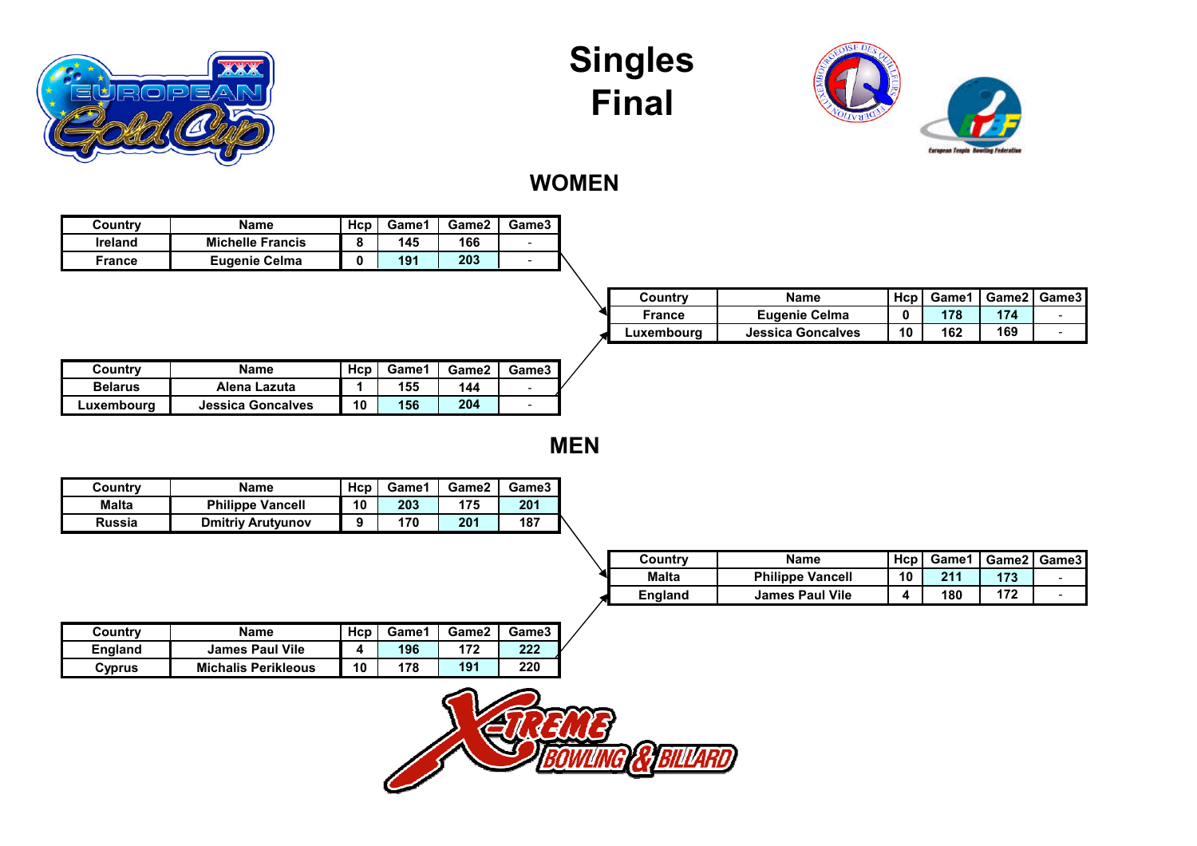# Singles Final

## WOMEN

| Country | Name | Hcp | Game1 | Game2 | Game3 |
|---|---|---|---|---|---|
| Ireland | Michelle Francis | 8 | 145 | 166 | - |
| France | Eugenie Celma | 0 | 191 | 203 | - |

| Country | Name | Hcp | Game1 | Game2 | Game3 |
|---|---|---|---|---|---|
| Belarus | Alena Lazuta | 1 | 155 | 144 | - |
| Luxembourg | Jessica Goncalves | 10 | 156 | 204 | - |

| Country | Name | Hcp | Game1 | Game2 | Game3 |
|---|---|---|---|---|---|
| France | Eugenie Celma | 0 | 178 | 174 | - |
| Luxembourg | Jessica Goncalves | 10 | 162 | 169 | - |

## MEN

| Country | Name | Hcp | Game1 | Game2 | Game3 |
|---|---|---|---|---|---|
| Malta | Philippe Vancell | 10 | 203 | 175 | 201 |
| Russia | Dmitriy Arutyunov | 9 | 170 | 201 | 187 |

| Country | Name | Hcp | Game1 | Game2 | Game3 |
|---|---|---|---|---|---|
| England | James Paul Vile | 4 | 196 | 172 | 222 |
| Cyprus | Michalis Perikleous | 10 | 178 | 191 | 220 |

| Country | Name | Hcp | Game1 | Game2 | Game3 |
|---|---|---|---|---|---|
| Malta | Philippe Vancell | 10 | 211 | 173 | - |
| England | James Paul Vile | 4 | 180 | 172 | - |